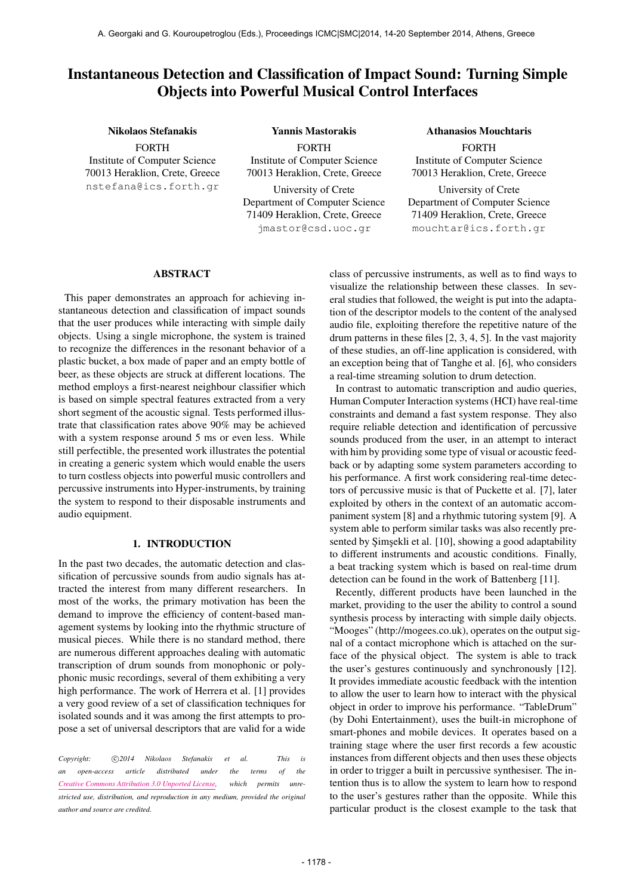# Instantaneous Detection and Classification of Impact Sound: Turning Simple Objects into Powerful Musical Control Interfaces

**Nikolaos Stefanakis**
FORTH
Institute of Computer Science
70013 Heraklion, Crete, Greece
nstefana@ics.forth.gr

**Yannis Mastorakis**
FORTH
Institute of Computer Science
70013 Heraklion, Crete, Greece
University of Crete
Department of Computer Science
71409 Heraklion, Crete, Greece
jmastor@csd.uoc.gr

**Athanasios Mouchtaris**
FORTH
Institute of Computer Science
70013 Heraklion, Crete, Greece
University of Crete
Department of Computer Science
71409 Heraklion, Crete, Greece
mouchtar@ics.forth.gr

## ABSTRACT

This paper demonstrates an approach for achieving instantaneous detection and classification of impact sounds that the user produces while interacting with simple daily objects. Using a single microphone, the system is trained to recognize the differences in the resonant behavior of a plastic bucket, a box made of paper and an empty bottle of beer, as these objects are struck at different locations. The method employs a first-nearest neighbour classifier which is based on simple spectral features extracted from a very short segment of the acoustic signal. Tests performed illustrate that classification rates above 90% may be achieved with a system response around 5 ms or even less. While still perfectible, the presented work illustrates the potential in creating a generic system which would enable the users to turn costless objects into powerful music controllers and percussive instruments into Hyper-instruments, by training the system to respond to their disposable instruments and audio equipment.

## 1. INTRODUCTION

In the past two decades, the automatic detection and classification of percussive sounds from audio signals has attracted the interest from many different researchers. In most of the works, the primary motivation has been the demand to improve the efficiency of content-based management systems by looking into the rhythmic structure of musical pieces. While there is no standard method, there are numerous different approaches dealing with automatic transcription of drum sounds from monophonic or polyphonic music recordings, several of them exhibiting a very high performance. The work of Herrera et al. [1] provides a very good review of a set of classification techniques for isolated sounds and it was among the first attempts to propose a set of universal descriptors that are valid for a wide class of percussive instruments, as well as to find ways to visualize the relationship between these classes. In several studies that followed, the weight is put into the adaptation of the descriptor models to the content of the analysed audio file, exploiting therefore the repetitive nature of the drum patterns in these files [2, 3, 4, 5]. In the vast majority of these studies, an off-line application is considered, with an exception being that of Tanghe et al. [6], who considers a real-time streaming solution to drum detection.

In contrast to automatic transcription and audio queries, Human Computer Interaction systems (HCI) have real-time constraints and demand a fast system response. They also require reliable detection and identification of percussive sounds produced from the user, in an attempt to interact with him by providing some type of visual or acoustic feedback or by adapting some system parameters according to his performance. A first work considering real-time detectors of percussive music is that of Puckette et al. [7], later exploited by others in the context of an automatic accompaniment system [8] and a rhythmic tutoring system [9]. A system able to perform similar tasks was also recently presented by Şimşekli et al. [10], showing a good adaptability to different instruments and acoustic conditions. Finally, a beat tracking system which is based on real-time drum detection can be found in the work of Battenberg [11].

Recently, different products have been launched in the market, providing to the user the ability to control a sound synthesis process by interacting with simple daily objects. "Mooges" (http://mogees.co.uk), operates on the output signal of a contact microphone which is attached on the surface of the physical object. The system is able to track the user's gestures continuously and synchronously [12]. It provides immediate acoustic feedback with the intention to allow the user to learn how to interact with the physical object in order to improve his performance. "TableDrum" (by Dohi Entertainment), uses the built-in microphone of smart-phones and mobile devices. It operates based on a training stage where the user first records a few acoustic instances from different objects and then uses these objects in order to trigger a built in percussive synthesiser. The intention thus is to allow the system to learn how to respond to the user's gestures rather than the opposite. While this particular product is the closest example to the task that

*Copyright: ©2014 Nikolaos Stefanakis et al. This is an open-access article distributed under the terms of the Creative Commons Attribution 3.0 Unported License, which permits unrestricted use, distribution, and reproduction in any medium, provided the original author and source are credited.*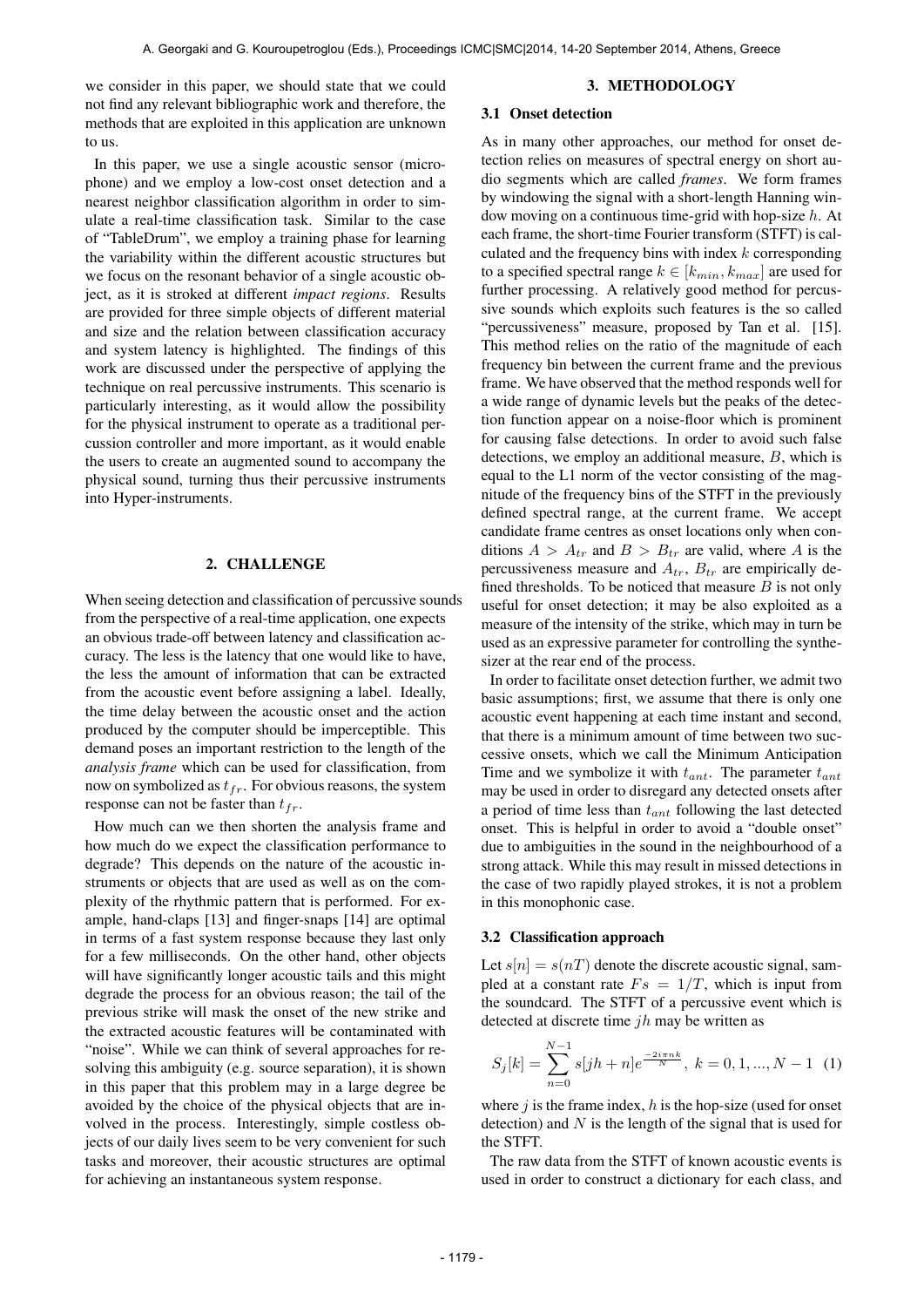we consider in this paper, we should state that we could not find any relevant bibliographic work and therefore, the methods that are exploited in this application are unknown to us.

In this paper, we use a single acoustic sensor (microphone) and we employ a low-cost onset detection and a nearest neighbor classification algorithm in order to simulate a real-time classification task. Similar to the case of "TableDrum", we employ a training phase for learning the variability within the different acoustic structures but we focus on the resonant behavior of a single acoustic object, as it is stroked at different *impact regions*. Results are provided for three simple objects of different material and size and the relation between classification accuracy and system latency is highlighted. The findings of this work are discussed under the perspective of applying the technique on real percussive instruments. This scenario is particularly interesting, as it would allow the possibility for the physical instrument to operate as a traditional percussion controller and more important, as it would enable the users to create an augmented sound to accompany the physical sound, turning thus their percussive instruments into Hyper-instruments.

## 2. CHALLENGE

When seeing detection and classification of percussive sounds from the perspective of a real-time application, one expects an obvious trade-off between latency and classification accuracy. The less is the latency that one would like to have, the less the amount of information that can be extracted from the acoustic event before assigning a label. Ideally, the time delay between the acoustic onset and the action produced by the computer should be imperceptible. This demand poses an important restriction to the length of the *analysis frame* which can be used for classification, from now on symbolized as $t_{fr}$. For obvious reasons, the system response can not be faster than $t_{fr}$.

How much can we then shorten the analysis frame and how much do we expect the classification performance to degrade? This depends on the nature of the acoustic instruments or objects that are used as well as on the complexity of the rhythmic pattern that is performed. For example, hand-claps [13] and finger-snaps [14] are optimal in terms of a fast system response because they last only for a few milliseconds. On the other hand, other objects will have significantly longer acoustic tails and this might degrade the process for an obvious reason; the tail of the previous strike will mask the onset of the new strike and the extracted acoustic features will be contaminated with "noise". While we can think of several approaches for resolving this ambiguity (e.g. source separation), it is shown in this paper that this problem may in a large degree be avoided by the choice of the physical objects that are involved in the process. Interestingly, simple costless objects of our daily lives seem to be very convenient for such tasks and moreover, their acoustic structures are optimal for achieving an instantaneous system response.

## 3. METHODOLOGY

### 3.1 Onset detection

As in many other approaches, our method for onset detection relies on measures of spectral energy on short audio segments which are called *frames*. We form frames by windowing the signal with a short-length Hanning window moving on a continuous time-grid with hop-size $h$. At each frame, the short-time Fourier transform (STFT) is calculated and the frequency bins with index $k$ corresponding to a specified spectral range $k \in [k_{min}, k_{max}]$ are used for further processing. A relatively good method for percussive sounds which exploits such features is the so called "percussiveness" measure, proposed by Tan et al. [15]. This method relies on the ratio of the magnitude of each frequency bin between the current frame and the previous frame. We have observed that the method responds well for a wide range of dynamic levels but the peaks of the detection function appear on a noise-floor which is prominent for causing false detections. In order to avoid such false detections, we employ an additional measure, $B$, which is equal to the L1 norm of the vector consisting of the magnitude of the frequency bins of the STFT in the previously defined spectral range, at the current frame. We accept candidate frame centres as onset locations only when conditions $A > A_{tr}$ and $B > B_{tr}$ are valid, where $A$ is the percussiveness measure and $A_{tr}$, $B_{tr}$ are empirically defined thresholds. To be noticed that measure $B$ is not only useful for onset detection; it may be also exploited as a measure of the intensity of the strike, which may in turn be used as an expressive parameter for controlling the synthesizer at the rear end of the process.

In order to facilitate onset detection further, we admit two basic assumptions; first, we assume that there is only one acoustic event happening at each time instant and second, that there is a minimum amount of time between two successive onsets, which we call the Minimum Anticipation Time and we symbolize it with $t_{ant}$. The parameter $t_{ant}$ may be used in order to disregard any detected onsets after a period of time less than $t_{ant}$ following the last detected onset. This is helpful in order to avoid a "double onset" due to ambiguities in the sound in the neighbourhood of a strong attack. While this may result in missed detections in the case of two rapidly played strokes, it is not a problem in this monophonic case.

### 3.2 Classification approach

Let $s[n] = s(nT)$ denote the discrete acoustic signal, sampled at a constant rate $Fs = 1/T$, which is input from the soundcard. The STFT of a percussive event which is detected at discrete time $jh$ may be written as

$$S_j[k] = \sum_{n=0}^{N-1} s[jh+n] e^{\frac{-2i\pi nk}{N}}, \ k = 0, 1, ..., N-1 \quad (1)$$

where $j$ is the frame index, $h$ is the hop-size (used for onset detection) and $N$ is the length of the signal that is used for the STFT.

The raw data from the STFT of known acoustic events is used in order to construct a dictionary for each class, and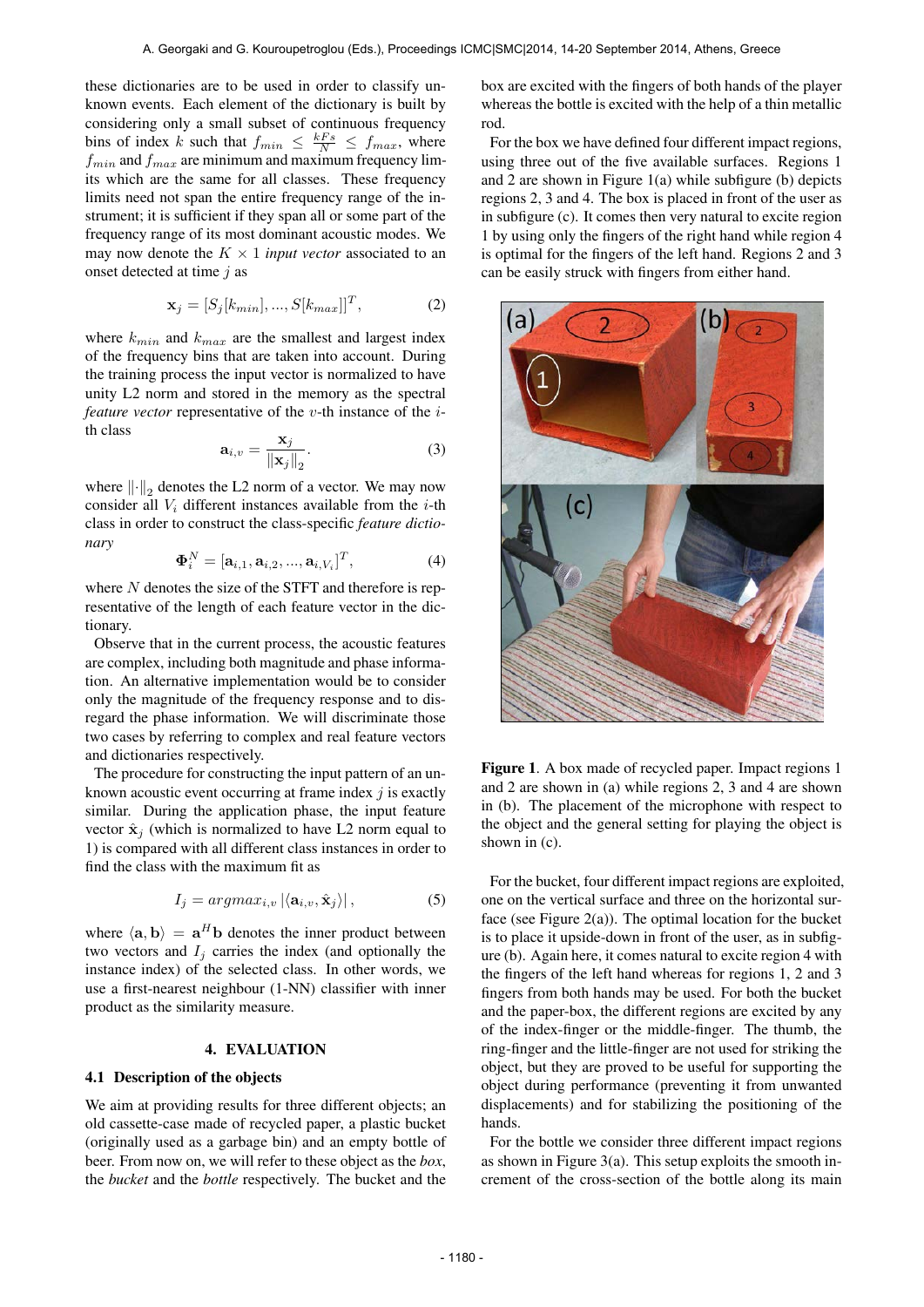these dictionaries are to be used in order to classify unknown events. Each element of the dictionary is built by considering only a small subset of continuous frequency bins of index $k$ such that $f_{min} \leq \frac{kFs}{N} \leq f_{max}$, where $f_{min}$ and $f_{max}$ are minimum and maximum frequency limits which are the same for all classes. These frequency limits need not span the entire frequency range of the instrument; it is sufficient if they span all or some part of the frequency range of its most dominant acoustic modes. We may now denote the $K \times 1$ *input vector* associated to an onset detected at time $j$ as

$$\mathbf{x}_j = [S_j[k_{min}], ..., S[k_{max}]]^T, \tag{2}$$

where $k_{min}$ and $k_{max}$ are the smallest and largest index of the frequency bins that are taken into account. During the training process the input vector is normalized to have unity L2 norm and stored in the memory as the spectral *feature vector* representative of the $v$-th instance of the $i$-th class

$$\mathbf{a}_{i,v} = \frac{\mathbf{x}_j}{\|\mathbf{x}_j\|_2}. \tag{3}$$

where $\|\cdot\|_2$ denotes the L2 norm of a vector. We may now consider all $V_i$ different instances available from the $i$-th class in order to construct the class-specific *feature dictionary*

$$\mathbf{\Phi}_i^N = [\mathbf{a}_{i,1}, \mathbf{a}_{i,2}, ..., \mathbf{a}_{i,V_i}]^T, \tag{4}$$

where $N$ denotes the size of the STFT and therefore is representative of the length of each feature vector in the dictionary.

Observe that in the current process, the acoustic features are complex, including both magnitude and phase information. An alternative implementation would be to consider only the magnitude of the frequency response and to disregard the phase information. We will discriminate those two cases by referring to complex and real feature vectors and dictionaries respectively.

The procedure for constructing the input pattern of an unknown acoustic event occurring at frame index $j$ is exactly similar. During the application phase, the input feature vector $\hat{\mathbf{x}}_j$ (which is normalized to have L2 norm equal to 1) is compared with all different class instances in order to find the class with the maximum fit as

$$I_j = argmax_{i,v} \left| \langle \mathbf{a}_{i,v}, \hat{\mathbf{x}}_j \rangle \right|, \tag{5}$$

where $\langle \mathbf{a}, \mathbf{b} \rangle = \mathbf{a}^H \mathbf{b}$ denotes the inner product between two vectors and $I_j$ carries the index (and optionally the instance index) of the selected class. In other words, we use a first-nearest neighbour (1-NN) classifier with inner product as the similarity measure.

## 4. EVALUATION

### 4.1 Description of the objects

We aim at providing results for three different objects; an old cassette-case made of recycled paper, a plastic bucket (originally used as a garbage bin) and an empty bottle of beer. From now on, we will refer to these object as the *box*, the *bucket* and the *bottle* respectively. The bucket and the box are excited with the fingers of both hands of the player whereas the bottle is excited with the help of a thin metallic rod.

For the box we have defined four different impact regions, using three out of the five available surfaces. Regions 1 and 2 are shown in Figure 1(a) while subfigure (b) depicts regions 2, 3 and 4. The box is placed in front of the user as in subfigure (c). It comes then very natural to excite region 1 by using only the fingers of the right hand while region 4 is optimal for the fingers of the left hand. Regions 2 and 3 can be easily struck with fingers from either hand.

**Figure 1**. A box made of recycled paper. Impact regions 1 and 2 are shown in (a) while regions 2, 3 and 4 are shown in (b). The placement of the microphone with respect to the object and the general setting for playing the object is shown in (c).

For the bucket, four different impact regions are exploited, one on the vertical surface and three on the horizontal surface (see Figure 2(a)). The optimal location for the bucket is to place it upside-down in front of the user, as in subfigure (b). Again here, it comes natural to excite region 4 with the fingers of the left hand whereas for regions 1, 2 and 3 fingers from both hands may be used. For both the bucket and the paper-box, the different regions are excited by any of the index-finger or the middle-finger. The thumb, the ring-finger and the little-finger are not used for striking the object, but they are proved to be useful for supporting the object during performance (preventing it from unwanted displacements) and for stabilizing the positioning of the hands.

For the bottle we consider three different impact regions as shown in Figure 3(a). This setup exploits the smooth increment of the cross-section of the bottle along its main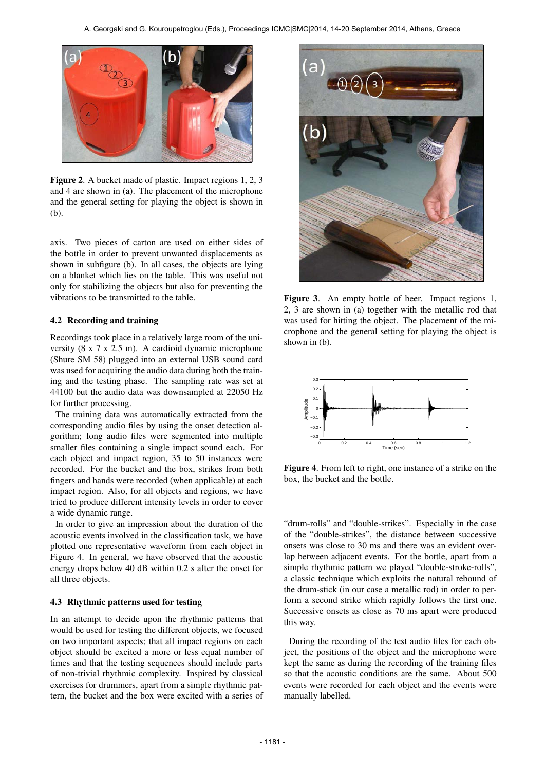Figure 2. A bucket made of plastic. Impact regions 1, 2, 3 and 4 are shown in (a). The placement of the microphone and the general setting for playing the object is shown in (b).

axis. Two pieces of carton are used on either sides of the bottle in order to prevent unwanted displacements as shown in subfigure (b). In all cases, the objects are lying on a blanket which lies on the table. This was useful not only for stabilizing the objects but also for preventing the vibrations to be transmitted to the table.

### 4.2 Recording and training

Recordings took place in a relatively large room of the university (8 x 7 x 2.5 m). A cardioid dynamic microphone (Shure SM 58) plugged into an external USB sound card was used for acquiring the audio data during both the training and the testing phase. The sampling rate was set at 44100 but the audio data was downsampled at 22050 Hz for further processing.

The training data was automatically extracted from the corresponding audio files by using the onset detection algorithm; long audio files were segmented into multiple smaller files containing a single impact sound each. For each object and impact region, 35 to 50 instances were recorded. For the bucket and the box, strikes from both fingers and hands were recorded (when applicable) at each impact region. Also, for all objects and regions, we have tried to produce different intensity levels in order to cover a wide dynamic range.

In order to give an impression about the duration of the acoustic events involved in the classification task, we have plotted one representative waveform from each object in Figure 4. In general, we have observed that the acoustic energy drops below 40 dB within 0.2 s after the onset for all three objects.

### 4.3 Rhythmic patterns used for testing

In an attempt to decide upon the rhythmic patterns that would be used for testing the different objects, we focused on two important aspects; that all impact regions on each object should be excited a more or less equal number of times and that the testing sequences should include parts of non-trivial rhythmic complexity. Inspired by classical exercises for drummers, apart from a simple rhythmic pattern, the bucket and the box were excited with a series of "drum-rolls" and "double-strikes". Especially in the case of the "double-strikes", the distance between successive onsets was close to 30 ms and there was an evident overlap between adjacent events. For the bottle, apart from a simple rhythmic pattern we played "double-stroke-rolls", a classic technique which exploits the natural rebound of the drum-stick (in our case a metallic rod) in order to perform a second strike which rapidly follows the first one. Successive onsets as close as 70 ms apart were produced this way.

During the recording of the test audio files for each object, the positions of the object and the microphone were kept the same as during the recording of the training files so that the acoustic conditions are the same. About 500 events were recorded for each object and the events were manually labelled.

Figure 3. An empty bottle of beer. Impact regions 1, 2, 3 are shown in (a) together with the metallic rod that was used for hitting the object. The placement of the microphone and the general setting for playing the object is shown in (b).

Figure 4. From left to right, one instance of a strike on the box, the bucket and the bottle.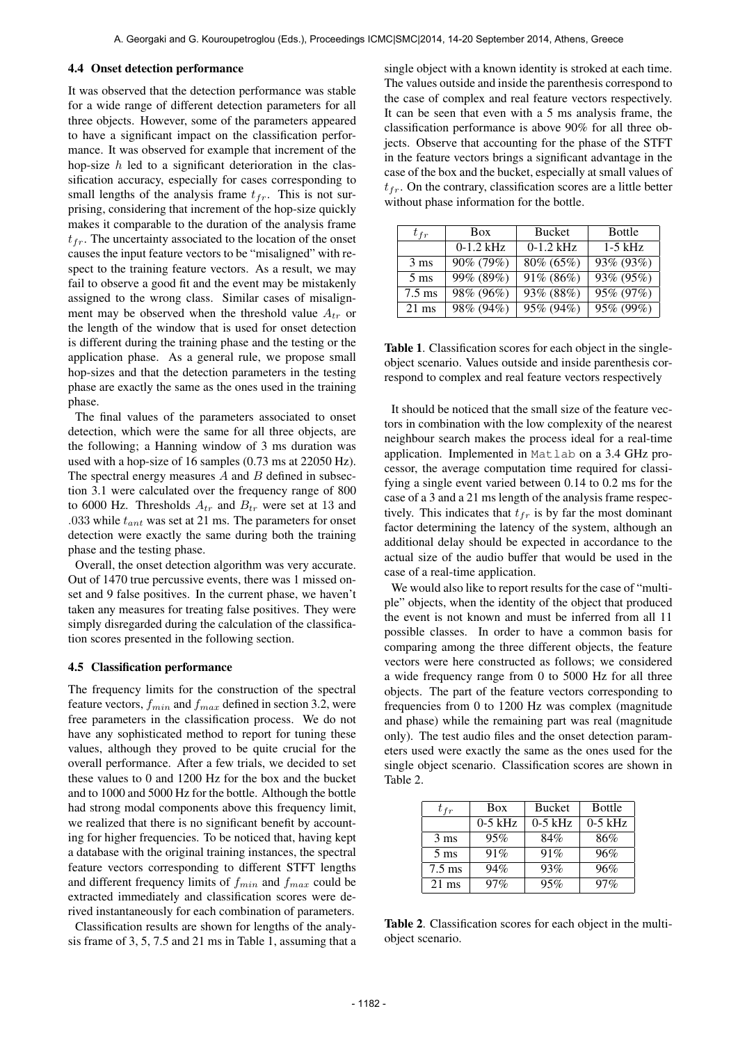### 4.4 Onset detection performance

It was observed that the detection performance was stable for a wide range of different detection parameters for all three objects. However, some of the parameters appeared to have a significant impact on the classification performance. It was observed for example that increment of the hop-size $h$ led to a significant deterioration in the classification accuracy, especially for cases corresponding to small lengths of the analysis frame $t_{fr}$. This is not surprising, considering that increment of the hop-size quickly makes it comparable to the duration of the analysis frame $t_{fr}$. The uncertainty associated to the location of the onset causes the input feature vectors to be "misaligned" with respect to the training feature vectors. As a result, we may fail to observe a good fit and the event may be mistakenly assigned to the wrong class. Similar cases of misalignment may be observed when the threshold value $A_{tr}$ or the length of the window that is used for onset detection is different during the training phase and the testing or the application phase. As a general rule, we propose small hop-sizes and that the detection parameters in the testing phase are exactly the same as the ones used in the training phase.

The final values of the parameters associated to onset detection, which were the same for all three objects, are the following; a Hanning window of 3 ms duration was used with a hop-size of 16 samples (0.73 ms at 22050 Hz). The spectral energy measures $A$ and $B$ defined in subsection 3.1 were calculated over the frequency range of 800 to 6000 Hz. Thresholds $A_{tr}$ and $B_{tr}$ were set at 13 and .033 while $t_{ant}$ was set at 21 ms. The parameters for onset detection were exactly the same during both the training phase and the testing phase.

Overall, the onset detection algorithm was very accurate. Out of 1470 true percussive events, there was 1 missed onset and 9 false positives. In the current phase, we haven't taken any measures for treating false positives. They were simply disregarded during the calculation of the classification scores presented in the following section.

### 4.5 Classification performance

The frequency limits for the construction of the spectral feature vectors, $f_{min}$ and $f_{max}$ defined in section 3.2, were free parameters in the classification process. We do not have any sophisticated method to report for tuning these values, although they proved to be quite crucial for the overall performance. After a few trials, we decided to set these values to 0 and 1200 Hz for the box and the bucket and to 1000 and 5000 Hz for the bottle. Although the bottle had strong modal components above this frequency limit, we realized that there is no significant benefit by accounting for higher frequencies. To be noticed that, having kept a database with the original training instances, the spectral feature vectors corresponding to different STFT lengths and different frequency limits of $f_{min}$ and $f_{max}$ could be extracted immediately and classification scores were derived instantaneously for each combination of parameters.

Classification results are shown for lengths of the analysis frame of 3, 5, 7.5 and 21 ms in Table 1, assuming that a single object with a known identity is stroked at each time. The values outside and inside the parenthesis correspond to the case of complex and real feature vectors respectively. It can be seen that even with a 5 ms analysis frame, the classification performance is above 90% for all three objects. Observe that accounting for the phase of the STFT in the feature vectors brings a significant advantage in the case of the box and the bucket, especially at small values of $t_{fr}$. On the contrary, classification scores are a little better without phase information for the bottle.

| $t_{fr}$ | Box | Bucket | Bottle |
|---|---|---|---|
| | 0-1.2 kHz | 0-1.2 kHz | 1-5 kHz |
| 3 ms | 90% (79%) | 80% (65%) | 93% (93%) |
| 5 ms | 99% (89%) | 91% (86%) | 93% (95%) |
| 7.5 ms | 98% (96%) | 93% (88%) | 95% (97%) |
| 21 ms | 98% (94%) | 95% (94%) | 95% (99%) |

**Table 1**. Classification scores for each object in the single-object scenario. Values outside and inside parenthesis correspond to complex and real feature vectors respectively

It should be noticed that the small size of the feature vectors in combination with the low complexity of the nearest neighbour search makes the process ideal for a real-time application. Implemented in `Matlab` on a 3.4 GHz processor, the average computation time required for classifying a single event varied between 0.14 to 0.2 ms for the case of a 3 and a 21 ms length of the analysis frame respectively. This indicates that $t_{fr}$ is by far the most dominant factor determining the latency of the system, although an additional delay should be expected in accordance to the actual size of the audio buffer that would be used in the case of a real-time application.

We would also like to report results for the case of "multiple" objects, when the identity of the object that produced the event is not known and must be inferred from all 11 possible classes. In order to have a common basis for comparing among the three different objects, the feature vectors were here constructed as follows; we considered a wide frequency range from 0 to 5000 Hz for all three objects. The part of the feature vectors corresponding to frequencies from 0 to 1200 Hz was complex (magnitude and phase) while the remaining part was real (magnitude only). The test audio files and the onset detection parameters used were exactly the same as the ones used for the single object scenario. Classification scores are shown in Table 2.

| $t_{fr}$ | Box | Bucket | Bottle |
|---|---|---|---|
| | 0-5 kHz | 0-5 kHz | 0-5 kHz |
| 3 ms | 95% | 84% | 86% |
| 5 ms | 91% | 91% | 96% |
| 7.5 ms | 94% | 93% | 96% |
| 21 ms | 97% | 95% | 97% |

**Table 2**. Classification scores for each object in the multi-object scenario.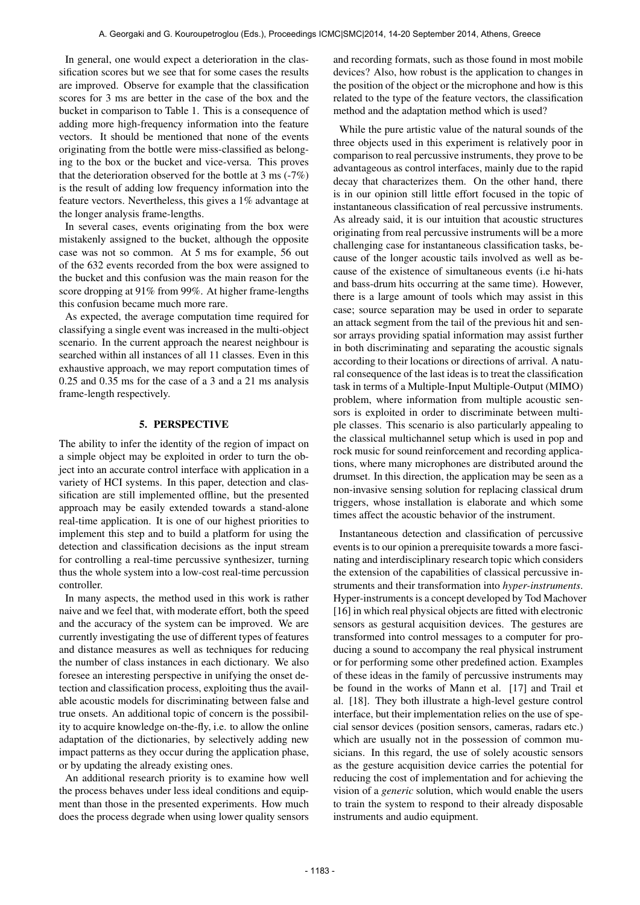In general, one would expect a deterioration in the classification scores but we see that for some cases the results are improved. Observe for example that the classification scores for 3 ms are better in the case of the box and the bucket in comparison to Table 1. This is a consequence of adding more high-frequency information into the feature vectors. It should be mentioned that none of the events originating from the bottle were miss-classified as belonging to the box or the bucket and vice-versa. This proves that the deterioration observed for the bottle at 3 ms (-7%) is the result of adding low frequency information into the feature vectors. Nevertheless, this gives a 1% advantage at the longer analysis frame-lengths.

In several cases, events originating from the box were mistakenly assigned to the bucket, although the opposite case was not so common. At 5 ms for example, 56 out of the 632 events recorded from the box were assigned to the bucket and this confusion was the main reason for the score dropping at 91% from 99%. At higher frame-lengths this confusion became much more rare.

As expected, the average computation time required for classifying a single event was increased in the multi-object scenario. In the current approach the nearest neighbour is searched within all instances of all 11 classes. Even in this exhaustive approach, we may report computation times of 0.25 and 0.35 ms for the case of a 3 and a 21 ms analysis frame-length respectively.

## 5. PERSPECTIVE

The ability to infer the identity of the region of impact on a simple object may be exploited in order to turn the object into an accurate control interface with application in a variety of HCI systems. In this paper, detection and classification are still implemented offline, but the presented approach may be easily extended towards a stand-alone real-time application. It is one of our highest priorities to implement this step and to build a platform for using the detection and classification decisions as the input stream for controlling a real-time percussive synthesizer, turning thus the whole system into a low-cost real-time percussion controller.

In many aspects, the method used in this work is rather naive and we feel that, with moderate effort, both the speed and the accuracy of the system can be improved. We are currently investigating the use of different types of features and distance measures as well as techniques for reducing the number of class instances in each dictionary. We also foresee an interesting perspective in unifying the onset detection and classification process, exploiting thus the available acoustic models for discriminating between false and true onsets. An additional topic of concern is the possibility to acquire knowledge on-the-fly, i.e. to allow the online adaptation of the dictionaries, by selectively adding new impact patterns as they occur during the application phase, or by updating the already existing ones.

An additional research priority is to examine how well the process behaves under less ideal conditions and equipment than those in the presented experiments. How much does the process degrade when using lower quality sensors and recording formats, such as those found in most mobile devices? Also, how robust is the application to changes in the position of the object or the microphone and how is this related to the type of the feature vectors, the classification method and the adaptation method which is used?

While the pure artistic value of the natural sounds of the three objects used in this experiment is relatively poor in comparison to real percussive instruments, they prove to be advantageous as control interfaces, mainly due to the rapid decay that characterizes them. On the other hand, there is in our opinion still little effort focused in the topic of instantaneous classification of real percussive instruments. As already said, it is our intuition that acoustic structures originating from real percussive instruments will be a more challenging case for instantaneous classification tasks, because of the longer acoustic tails involved as well as because of the existence of simultaneous events (i.e hi-hats and bass-drum hits occurring at the same time). However, there is a large amount of tools which may assist in this case; source separation may be used in order to separate an attack segment from the tail of the previous hit and sensor arrays providing spatial information may assist further in both discriminating and separating the acoustic signals according to their locations or directions of arrival. A natural consequence of the last ideas is to treat the classification task in terms of a Multiple-Input Multiple-Output (MIMO) problem, where information from multiple acoustic sensors is exploited in order to discriminate between multiple classes. This scenario is also particularly appealing to the classical multichannel setup which is used in pop and rock music for sound reinforcement and recording applications, where many microphones are distributed around the drumset. In this direction, the application may be seen as a non-invasive sensing solution for replacing classical drum triggers, whose installation is elaborate and which some times affect the acoustic behavior of the instrument.

Instantaneous detection and classification of percussive events is to our opinion a prerequisite towards a more fascinating and interdisciplinary research topic which considers the extension of the capabilities of classical percussive instruments and their transformation into *hyper-instruments*. Hyper-instruments is a concept developed by Tod Machover [16] in which real physical objects are fitted with electronic sensors as gestural acquisition devices. The gestures are transformed into control messages to a computer for producing a sound to accompany the real physical instrument or for performing some other predefined action. Examples of these ideas in the family of percussive instruments may be found in the works of Mann et al. [17] and Trail et al. [18]. They both illustrate a high-level gesture control interface, but their implementation relies on the use of special sensor devices (position sensors, cameras, radars etc.) which are usually not in the possession of common musicians. In this regard, the use of solely acoustic sensors as the gesture acquisition device carries the potential for reducing the cost of implementation and for achieving the vision of a *generic* solution, which would enable the users to train the system to respond to their already disposable instruments and audio equipment.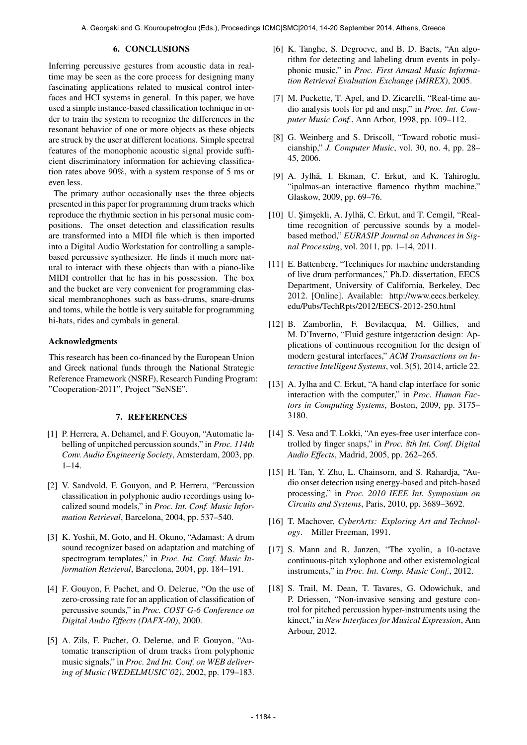## 6. CONCLUSIONS

Inferring percussive gestures from acoustic data in real-time may be seen as the core process for designing many fascinating applications related to musical control interfaces and HCI systems in general. In this paper, we have used a simple instance-based classification technique in order to train the system to recognize the differences in the resonant behavior of one or more objects as these objects are struck by the user at different locations. Simple spectral features of the monophonic acoustic signal provide sufficient discriminatory information for achieving classification rates above 90%, with a system response of 5 ms or even less.

The primary author occasionally uses the three objects presented in this paper for programming drum tracks which reproduce the rhythmic section in his personal music compositions. The onset detection and classification results are transformed into a MIDI file which is then imported into a Digital Audio Workstation for controlling a sample-based percussive synthesizer. He finds it much more natural to interact with these objects than with a piano-like MIDI controller that he has in his possession. The box and the bucket are very convenient for programming classical membranophones such as bass-drums, snare-drums and toms, while the bottle is very suitable for programming hi-hats, rides and cymbals in general.

### Acknowledgments

This research has been co-financed by the European Union and Greek national funds through the National Strategic Reference Framework (NSRF), Research Funding Program: "Cooperation-2011", Project "SeNSE".

## 7. REFERENCES

[1] P. Herrera, A. Dehamel, and F. Gouyon, "Automatic labelling of unpitched percussion sounds," in *Proc. 114th Conv. Audio Engineerig Society*, Amsterdam, 2003, pp. 1–14.

[2] V. Sandvold, F. Gouyon, and P. Herrera, "Percussion classification in polyphonic audio recordings using localized sound models," in *Proc. Int. Conf. Music Information Retrieval*, Barcelona, 2004, pp. 537–540.

[3] K. Yoshii, M. Goto, and H. Okuno, "Adamast: A drum sound recognizer based on adaptation and matching of spectrogram templates," in *Proc. Int. Conf. Music Information Retrieval*, Barcelona, 2004, pp. 184–191.

[4] F. Gouyon, F. Pachet, and O. Delerue, "On the use of zero-crossing rate for an application of classification of percussive sounds," in *Proc. COST G-6 Conference on Digital Audio Effects (DAFX-00)*, 2000.

[5] A. Zils, F. Pachet, O. Delerue, and F. Gouyon, "Automatic transcription of drum tracks from polyphonic music signals," in *Proc. 2nd Int. Conf. on WEB delivering of Music (WEDELMUSIC'02)*, 2002, pp. 179–183.

[6] K. Tanghe, S. Degroeve, and B. D. Baets, "An algorithm for detecting and labeling drum events in polyphonic music," in *Proc. First Annual Music Information Retrieval Evaluation Exchange (MIREX)*, 2005.

[7] M. Puckette, T. Apel, and D. Zicarelli, "Real-time audio analysis tools for pd and msp," in *Proc. Int. Computer Music Conf.*, Ann Arbor, 1998, pp. 109–112.

[8] G. Weinberg and S. Driscoll, "Toward robotic musicianship," *J. Computer Music*, vol. 30, no. 4, pp. 28–45, 2006.

[9] A. Jylhä, I. Ekman, C. Erkut, and K. Tahiroglu, "ipalmas-an interactive flamenco rhythm machine," Glaskow, 2009, pp. 69–76.

[10] U. Şimşekli, A. Jylhä, C. Erkut, and T. Cemgil, "Real-time recognition of percussive sounds by a model-based method," *EURASIP Journal on Advances in Signal Processing*, vol. 2011, pp. 1–14, 2011.

[11] E. Battenberg, "Techniques for machine understanding of live drum performances," Ph.D. dissertation, EECS Department, University of California, Berkeley, Dec 2012. [Online]. Available: http://www.eecs.berkeley.edu/Pubs/TechRpts/2012/EECS-2012-250.html

[12] B. Zamborlin, F. Bevilacqua, M. Gillies, and M. D'Inverno, "Fluid gesture intgeraction design: Applications of continuous recognition for the design of modern gestural interfaces," *ACM Transactions on Interactive Intelligent Systems*, vol. 3(5), 2014, article 22.

[13] A. Jylha and C. Erkut, "A hand clap interface for sonic interaction with the computer," in *Proc. Human Factors in Computing Systems*, Boston, 2009, pp. 3175–3180.

[14] S. Vesa and T. Lokki, "An eyes-free user interface controlled by finger snaps," in *Proc. 8th Int. Conf. Digital Audio Effects*, Madrid, 2005, pp. 262–265.

[15] H. Tan, Y. Zhu, L. Chainsorn, and S. Rahardja, "Audio onset detection using energy-based and pitch-based processing," in *Proc. 2010 IEEE Int. Symposium on Circuits and Systems*, Paris, 2010, pp. 3689–3692.

[16] T. Machover, *CyberArts: Exploring Art and Technology*. Miller Freeman, 1991.

[17] S. Mann and R. Janzen, "The xyolin, a 10-octave continuous-pitch xylophone and other existemological instruments," in *Proc. Int. Comp. Music Conf.*, 2012.

[18] S. Trail, M. Dean, T. Tavares, G. Odowichuk, and P. Driessen, "Non-invasive sensing and gesture control for pitched percussion hyper-instruments using the kinect," in *New Interfaces for Musical Expression*, Ann Arbour, 2012.